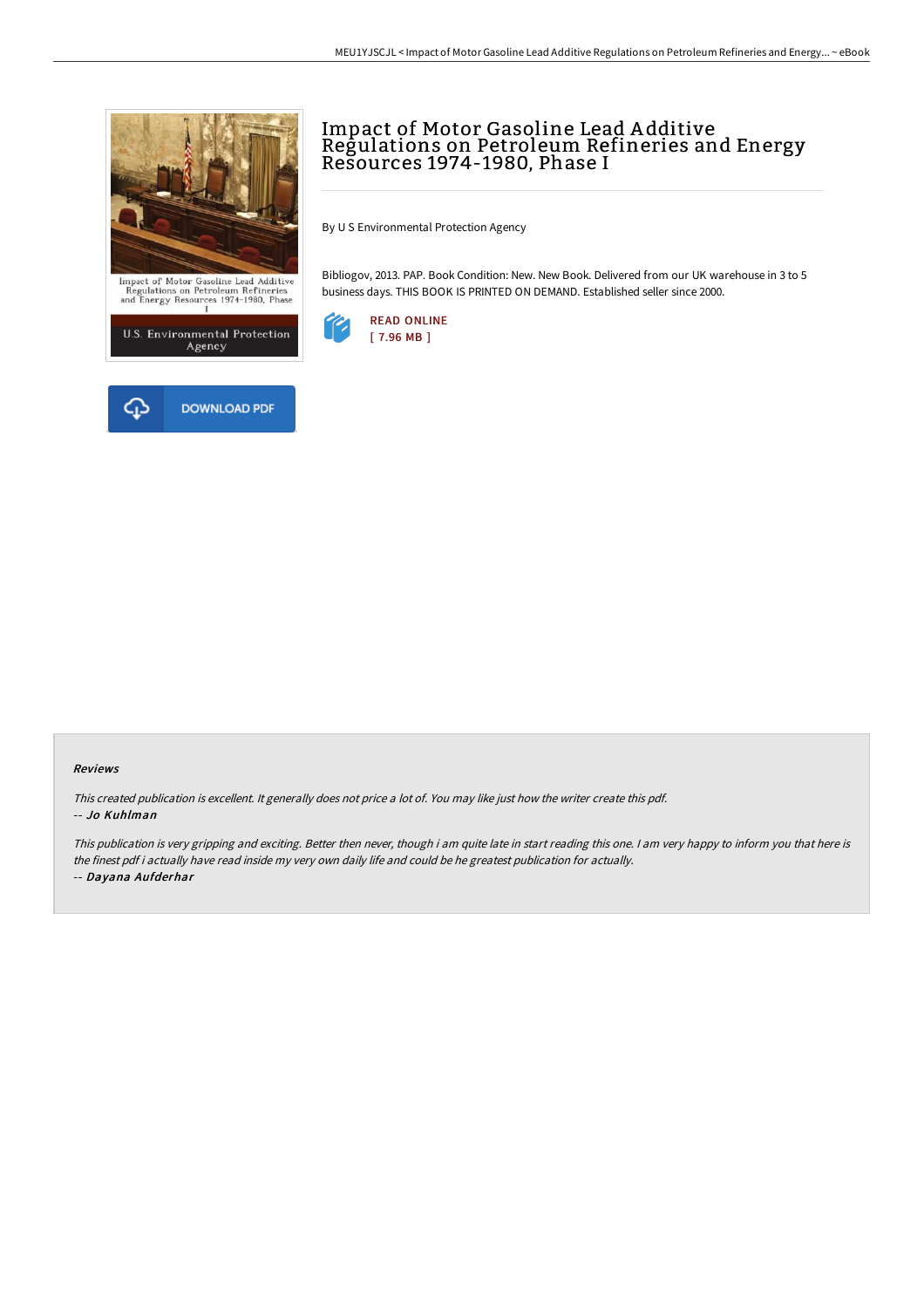# Impact of Motor Gasoline Lead Additive Regulations on Petroleum Refineries and Energy Resources 1974-1980, Phase I

By U S Environmental Protection Agency

Bibliogov, 2013. PAP. Book Condition: New. New Book. Delivered from our UK warehouse in 3 to 5 business days. THIS BOOK IS PRINTED ON DEMAND. Established seller since 2000.

READ ONLINE
[ 7.96 MB ]

DOWNLOAD PDF

### Reviews

*This created publication is excellent. It generally does not price a lot of. You may like just how the writer create this pdf.*
-- ***Jo Kuhlman***

*This publication is very gripping and exciting. Better then never, though i am quite late in start reading this one. I am very happy to inform you that here is the finest pdf i actually have read inside my very own daily life and could be he greatest publication for actually.*
-- ***Dayana Aufderhar***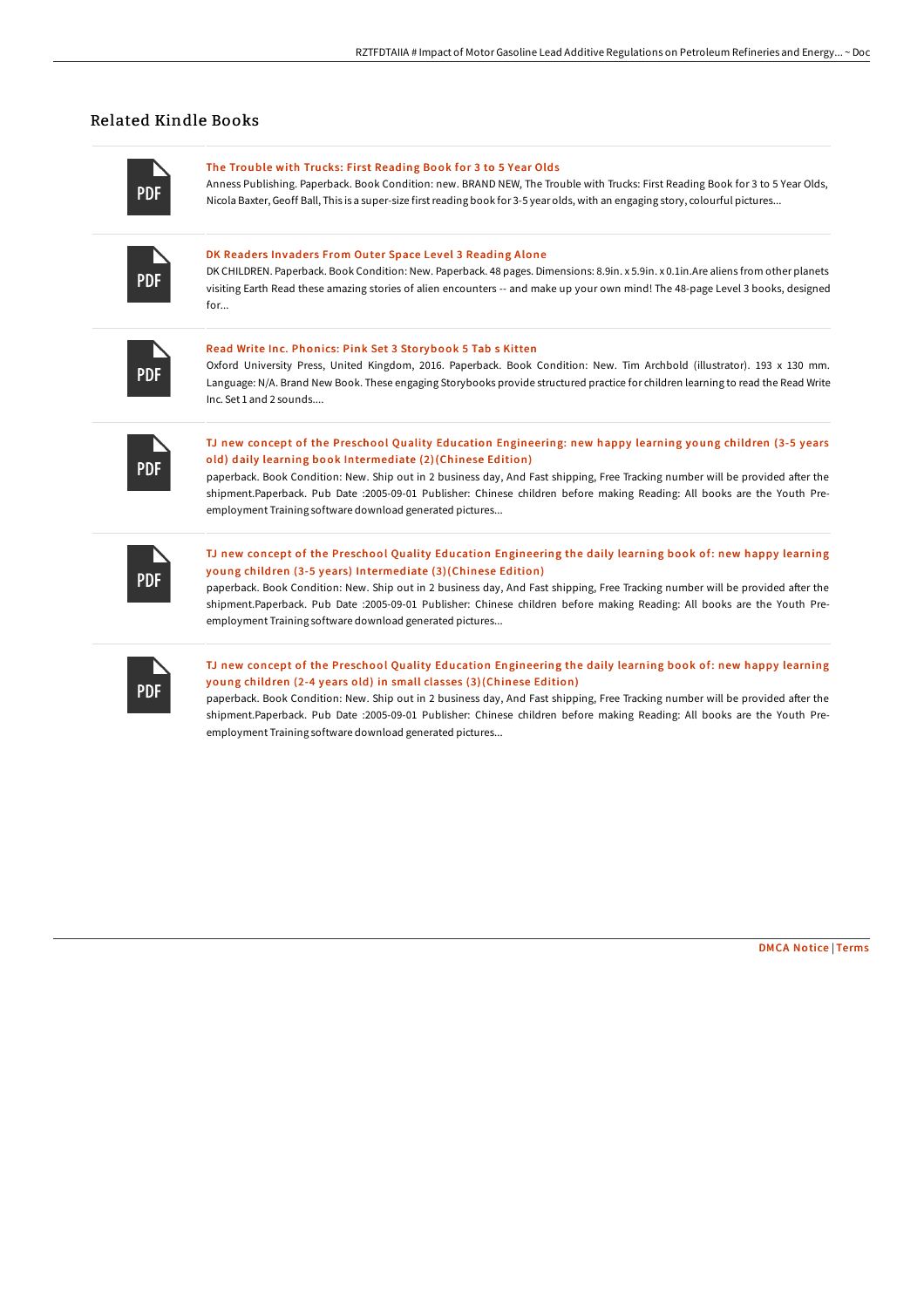## Related Kindle Books

PDF

**The Trouble with Trucks: First Reading Book for 3 to 5 Year Olds**

Anness Publishing. Paperback. Book Condition: new. BRAND NEW, The Trouble with Trucks: First Reading Book for 3 to 5 Year Olds, Nicola Baxter, Geoff Ball, This is a super-size first reading book for 3-5 year olds, with an engaging story, colourful pictures...

PDF

**DK Readers Invaders From Outer Space Level 3 Reading Alone**

DK CHILDREN. Paperback. Book Condition: New. Paperback. 48 pages. Dimensions: 8.9in. x 5.9in. x 0.1in.Are aliens from other planets visiting Earth Read these amazing stories of alien encounters -- and make up your own mind! The 48-page Level 3 books, designed for...

PDF

**Read Write Inc. Phonics: Pink Set 3 Storybook 5 Tab s Kitten**

Oxford University Press, United Kingdom, 2016. Paperback. Book Condition: New. Tim Archbold (illustrator). 193 x 130 mm. Language: N/A. Brand New Book. These engaging Storybooks provide structured practice for children learning to read the Read Write Inc. Set 1 and 2 sounds....

PDF

**TJ new concept of the Preschool Quality Education Engineering: new happy learning young children (3-5 years old) daily learning book Intermediate (2)(Chinese Edition)**

paperback. Book Condition: New. Ship out in 2 business day, And Fast shipping, Free Tracking number will be provided after the shipment.Paperback. Pub Date :2005-09-01 Publisher: Chinese children before making Reading: All books are the Youth Pre-employment Training software download generated pictures...

PDF

**TJ new concept of the Preschool Quality Education Engineering the daily learning book of: new happy learning young children (3-5 years) Intermediate (3)(Chinese Edition)**

paperback. Book Condition: New. Ship out in 2 business day, And Fast shipping, Free Tracking number will be provided after the shipment.Paperback. Pub Date :2005-09-01 Publisher: Chinese children before making Reading: All books are the Youth Pre-employment Training software download generated pictures...

PDF

**TJ new concept of the Preschool Quality Education Engineering the daily learning book of: new happy learning young children (2-4 years old) in small classes (3)(Chinese Edition)**

paperback. Book Condition: New. Ship out in 2 business day, And Fast shipping, Free Tracking number will be provided after the shipment.Paperback. Pub Date :2005-09-01 Publisher: Chinese children before making Reading: All books are the Youth Pre-employment Training software download generated pictures...

DMCA Notice | Terms